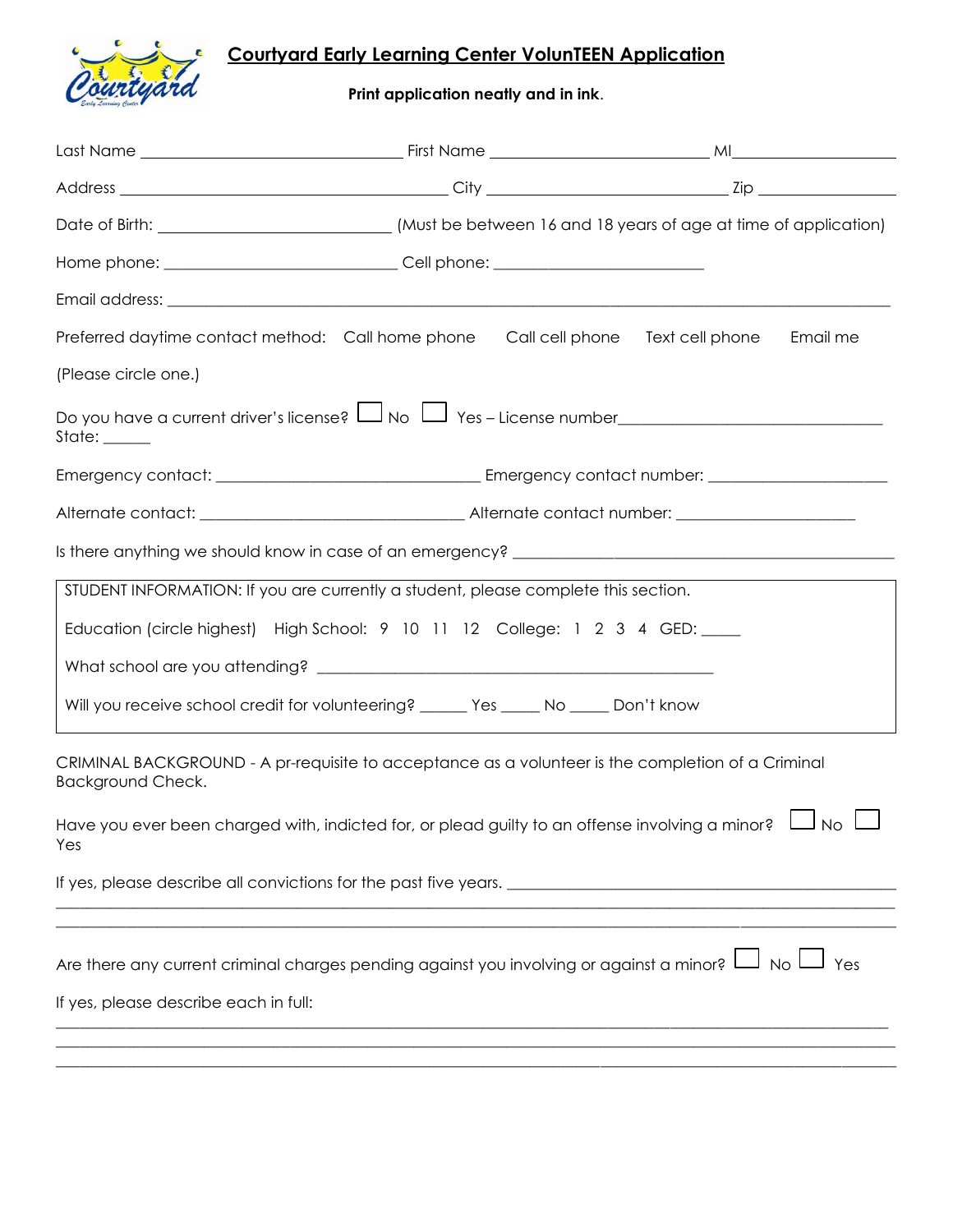# Courtyard Early Learning Center VolunTEEN Application

**Print application neatly and in ink.**

Last Name ______________________________ First Name _________________________ MI____________________

Address ______________________________________ City ___________________________ Zip ________________

Date of Birth: ___________________________ (Must be between 16 and 18 years of age at time of application)

Home phone: ___________________________ Cell phone: ________________________

Email address: ______________________________________________________________________________

Preferred daytime contact method: Call home phone Call cell phone Text cell phone Email me

(Please circle one.)

Do you have a current driver's license? ☐ No ☐ Yes – License number______________________________ State: ______

Emergency contact: ______________________________ Emergency contact number: ____________________

Alternate contact: ______________________________ Alternate contact number: ____________________

Is there anything we should know in case of an emergency? ____________________________________________

STUDENT INFORMATION: If you are currently a student, please complete this section.

Education (circle highest) High School: 9 10 11 12 College: 1 2 3 4 GED: _____

What school are you attending? _____________________________________________

Will you receive school credit for volunteering? ______ Yes _____ No _____ Don't know

CRIMINAL BACKGROUND - A pr-requisite to acceptance as a volunteer is the completion of a Criminal Background Check.

Have you ever been charged with, indicted for, or plead guilty to an offense involving a minor? ☐ No ☐ Yes

If yes, please describe all convictions for the past five years. ____________________________________________

_____________________________________________________________________________________________

_____________________________________________________________________________________________

Are there any current criminal charges pending against you involving or against a minor? ☐ No ☐ Yes

If yes, please describe each in full:

_____________________________________________________________________________________________

_____________________________________________________________________________________________

_____________________________________________________________________________________________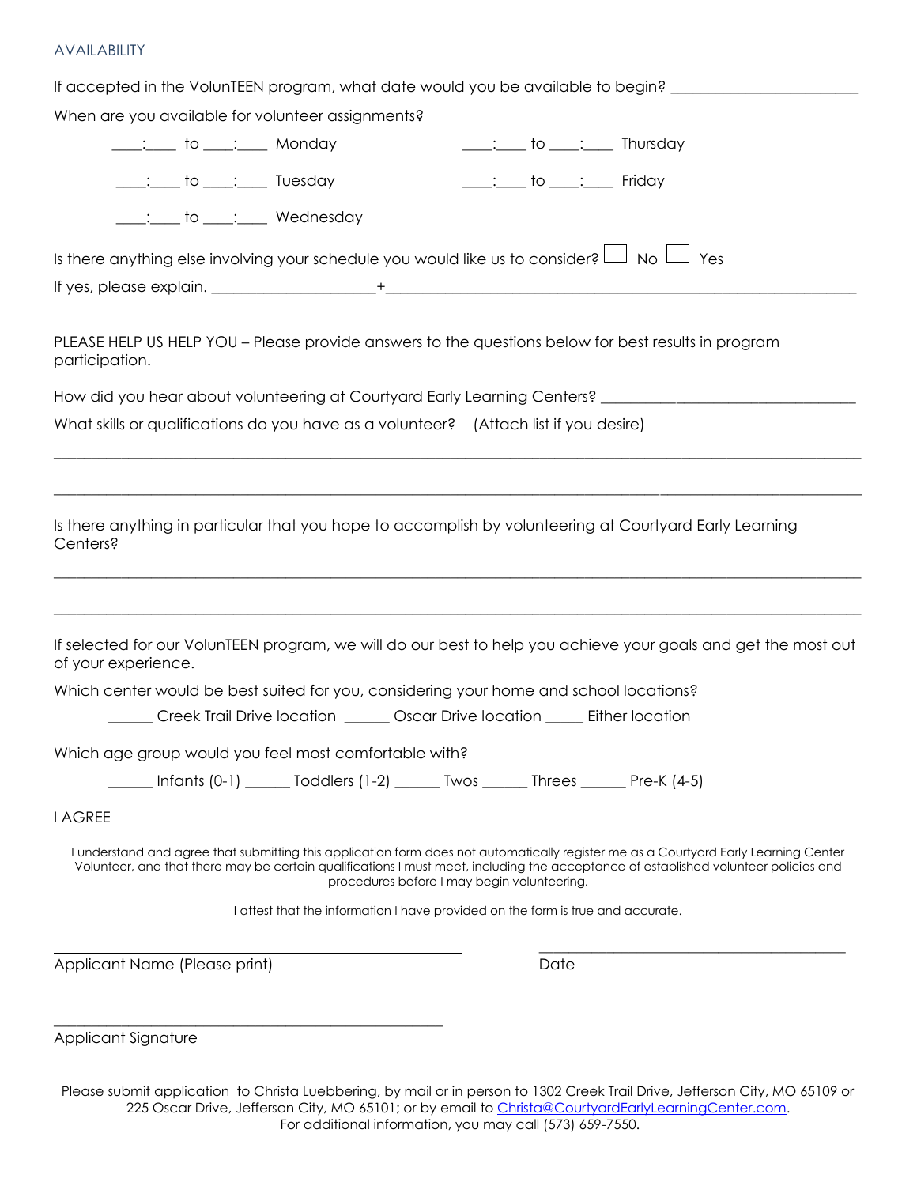## AVAILABILITY

If accepted in the VolunTEEN program, what date would you be available to begin? ________________________

When are you available for volunteer assignments?

____:____ to ____:____ Monday

____:____ to ____:____ Tuesday

____:____ to ____:____ Wednesday

____:____ to ____:____ Thursday

____:____ to ____:____ Friday

Is there anything else involving your schedule you would like us to consider? ☐ No ☐ Yes

If yes, please explain. ____________________+________________________________________________________________

PLEASE HELP US HELP YOU – Please provide answers to the questions below for best results in program participation.

How did you hear about volunteering at Courtyard Early Learning Centers? _________________________________

What skills or qualifications do you have as a volunteer? (Attach list if you desire)

_____________________________________________________________________________________________

_____________________________________________________________________________________________

Is there anything in particular that you hope to accomplish by volunteering at Courtyard Early Learning Centers?

_____________________________________________________________________________________________

_____________________________________________________________________________________________

If selected for our VolunTEEN program, we will do our best to help you achieve your goals and get the most out of your experience.

Which center would be best suited for you, considering your home and school locations?

______ Creek Trail Drive location ______ Oscar Drive location _____ Either location

Which age group would you feel most comfortable with?

______ Infants (0-1) ______ Toddlers (1-2) ______ Twos ______ Threes ______ Pre-K (4-5)

## I AGREE

I understand and agree that submitting this application form does not automatically register me as a Courtyard Early Learning Center Volunteer, and that there may be certain qualifications I must meet, including the acceptance of established volunteer policies and procedures before I may begin volunteering.

I attest that the information I have provided on the form is true and accurate.

___________________________________________ ___________________________________

Applicant Name (Please print) Date

___________________________________________

Applicant Signature

Please submit application to Christa Luebbering, by mail or in person to 1302 Creek Trail Drive, Jefferson City, MO 65109 or 225 Oscar Drive, Jefferson City, MO 65101; or by email to Christa@CourtyardEarlyLearningCenter.com.
For additional information, you may call (573) 659-7550.